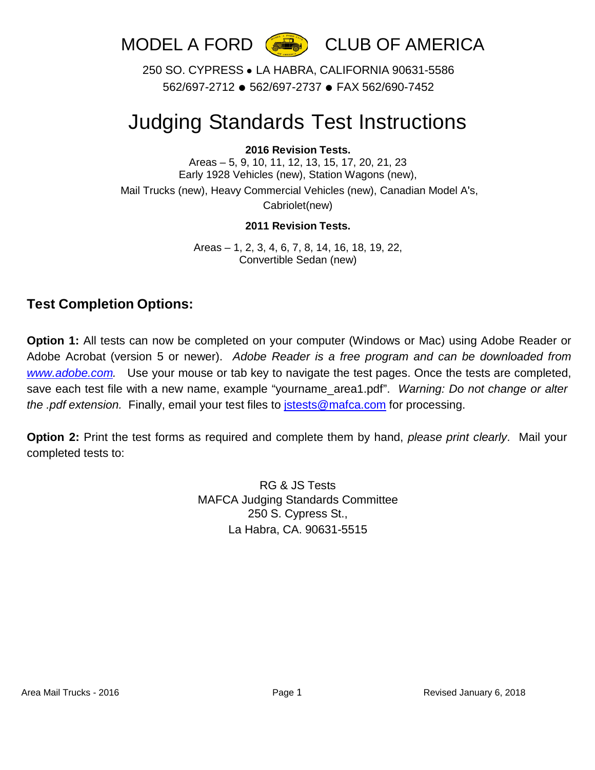MODEL A FORD CLUB OF AMERICA

250 SO. CYPRESS • LA HABRA, CALIFORNIA 90631-5586
562/697-2712 ● 562/697-2737 ● FAX 562/690-7452

# Judging Standards Test Instructions

**2016 Revision Tests.**

Areas – 5, 9, 10, 11, 12, 13, 15, 17, 20, 21, 23
Early 1928 Vehicles (new), Station Wagons (new),
Mail Trucks (new), Heavy Commercial Vehicles (new), Canadian Model A's,
Cabriolet(new)

**2011 Revision Tests.**

Areas – 1, 2, 3, 4, 6, 7, 8, 14, 16, 18, 19, 22,
Convertible Sedan (new)

## Test Completion Options:

**Option 1:** All tests can now be completed on your computer (Windows or Mac) using Adobe Reader or Adobe Acrobat (version 5 or newer). *Adobe Reader is a free program and can be downloaded from www.adobe.com.* Use your mouse or tab key to navigate the test pages. Once the tests are completed, save each test file with a new name, example "yourname_area1.pdf". *Warning: Do not change or alter the .pdf extension.* Finally, email your test files to jstests@mafca.com for processing.

**Option 2:** Print the test forms as required and complete them by hand, *please print clearly*. Mail your completed tests to:

RG & JS Tests
MAFCA Judging Standards Committee
250 S. Cypress St.,
La Habra, CA. 90631-5515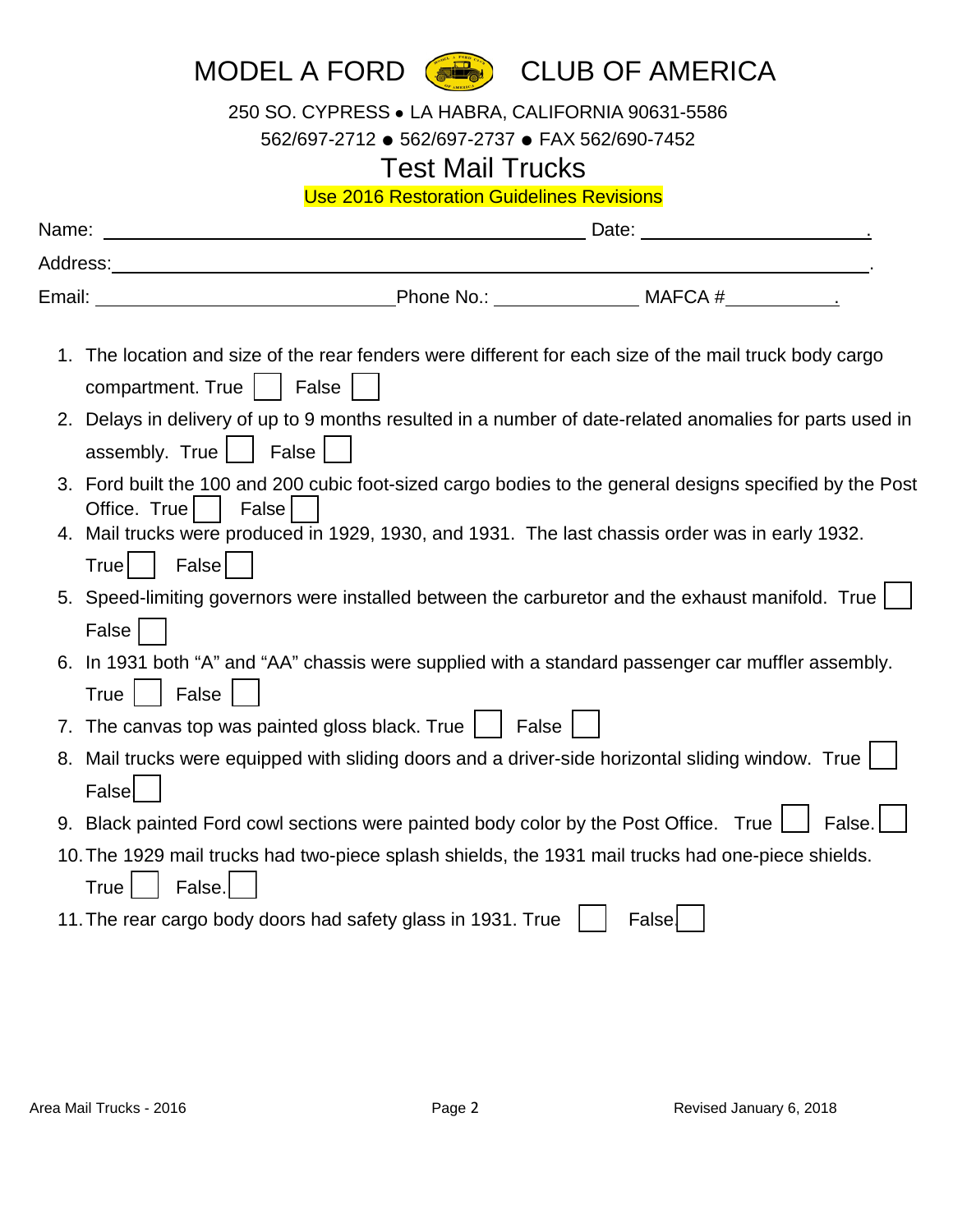# MODEL A FORD CLUB OF AMERICA

250 SO. CYPRESS • LA HABRA, CALIFORNIA 90631-5586

562/697-2712 ● 562/697-2737 ● FAX 562/690-7452

## Test Mail Trucks

Use 2016 Restoration Guidelines Revisions

Name: ______________________________ Date: ______________.

Address: ____________________________________________.

Email: ____________________ Phone No.: __________ MAFCA #________.

1. The location and size of the rear fenders were different for each size of the mail truck body cargo compartment. True ☐ False ☐
2. Delays in delivery of up to 9 months resulted in a number of date-related anomalies for parts used in assembly. True ☐ False ☐
3. Ford built the 100 and 200 cubic foot-sized cargo bodies to the general designs specified by the Post Office. True ☐ False ☐
4. Mail trucks were produced in 1929, 1930, and 1931. The last chassis order was in early 1932. True ☐ False ☐
5. Speed-limiting governors were installed between the carburetor and the exhaust manifold. True ☐ False ☐
6. In 1931 both "A" and "AA" chassis were supplied with a standard passenger car muffler assembly. True ☐ False ☐
7. The canvas top was painted gloss black. True ☐ False ☐
8. Mail trucks were equipped with sliding doors and a driver-side horizontal sliding window. True ☐ False ☐
9. Black painted Ford cowl sections were painted body color by the Post Office. True ☐ False. ☐
10. The 1929 mail trucks had two-piece splash shields, the 1931 mail trucks had one-piece shields. True ☐ False. ☐
11. The rear cargo body doors had safety glass in 1931. True ☐ False ☐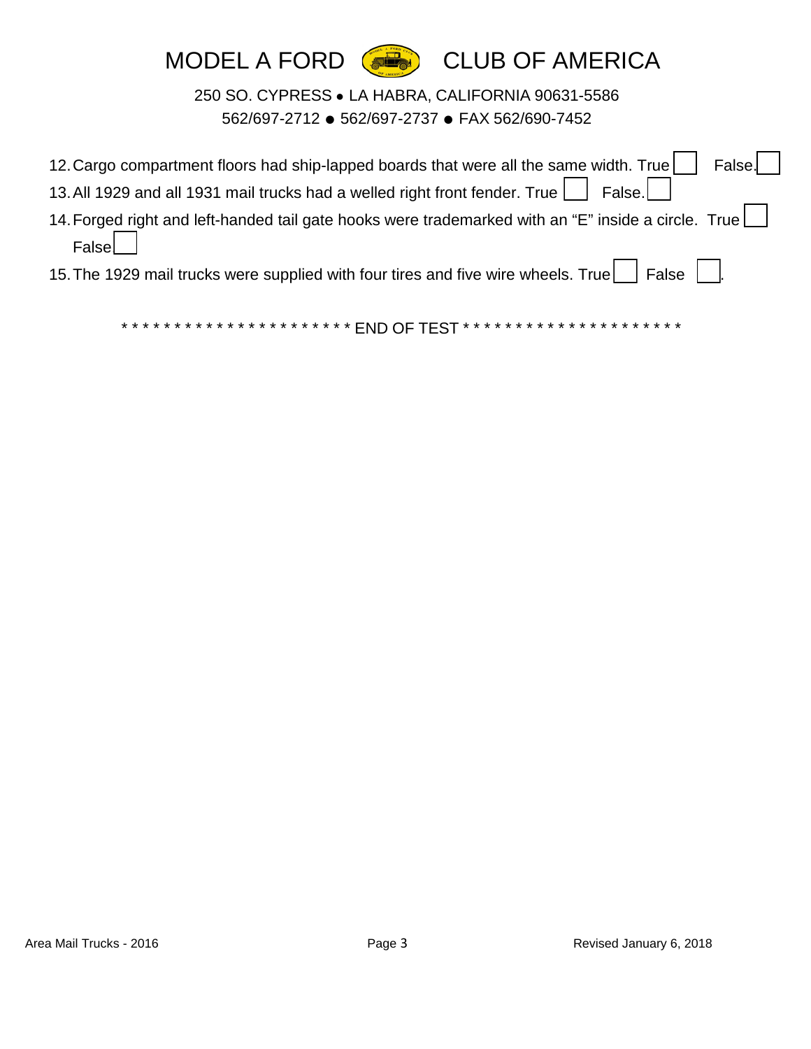# MODEL A FORD CLUB OF AMERICA

250 SO. CYPRESS • LA HABRA, CALIFORNIA 90631-5586

562/697-2712 ● 562/697-2737 ● FAX 562/690-7452

12. Cargo compartment floors had ship-lapped boards that were all the same width. True ☐ False. ☐
13. All 1929 and all 1931 mail trucks had a welled right front fender. True ☐ False. ☐
14. Forged right and left-handed tail gate hooks were trademarked with an "E" inside a circle. True ☐ False ☐
15. The 1929 mail trucks were supplied with four tires and five wire wheels. True ☐ False ☐.

* * * * * * * * * * * * * * * * * * * * * * END OF TEST * * * * * * * * * * * * * * * * * * * * *